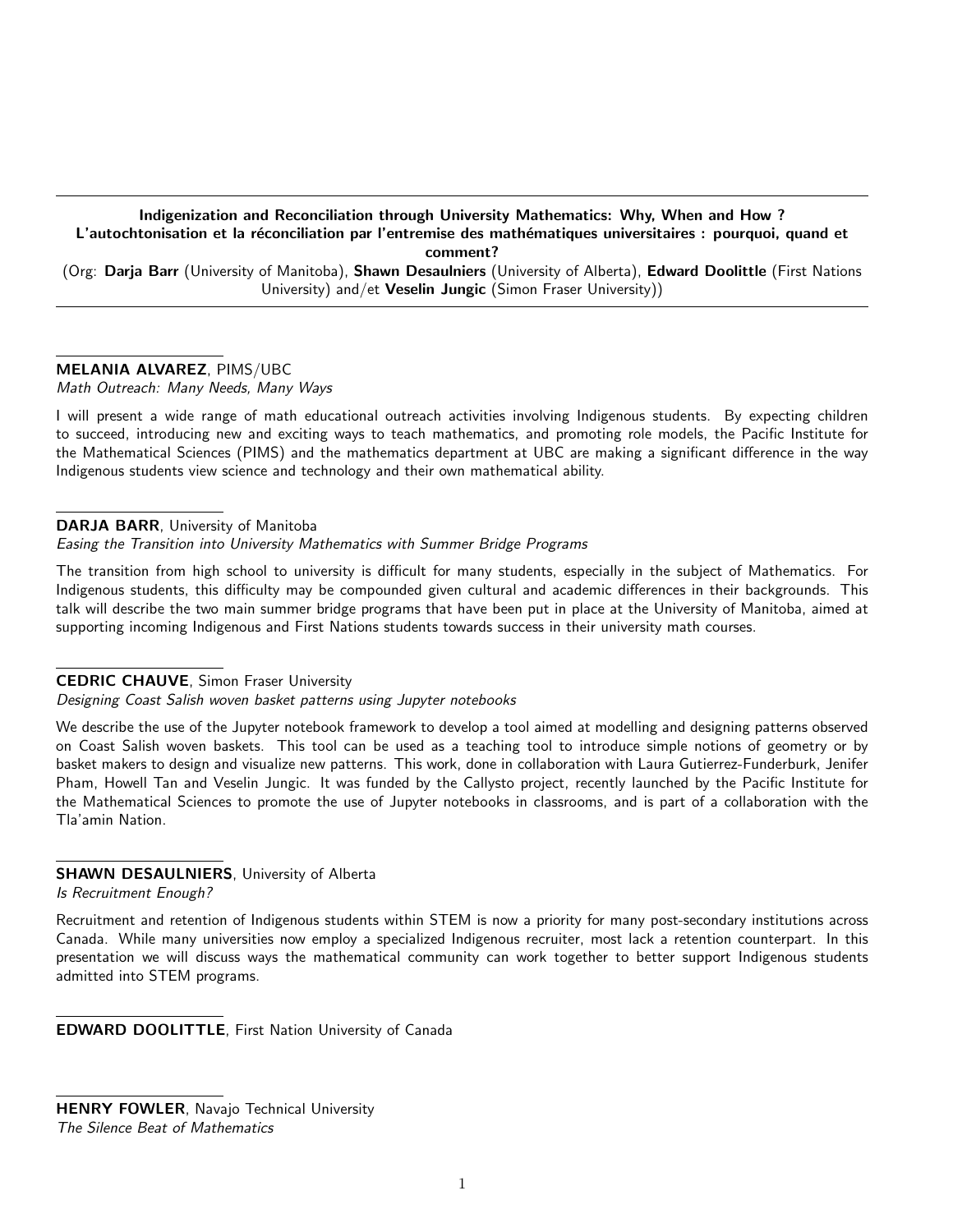## Indigenization and Reconciliation through University Mathematics: Why, When and How ?
## L'autochtonisation et la réconciliation par l'entremise des mathématiques universitaires : pourquoi, quand et comment?

(Org: **Darja Barr** (University of Manitoba), **Shawn Desaulniers** (University of Alberta), **Edward Doolittle** (First Nations University) and/et **Veselin Jungic** (Simon Fraser University))

---

**MELANIA ALVAREZ**, PIMS/UBC
*Math Outreach: Many Needs, Many Ways*

I will present a wide range of math educational outreach activities involving Indigenous students. By expecting children to succeed, introducing new and exciting ways to teach mathematics, and promoting role models, the Pacific Institute for the Mathematical Sciences (PIMS) and the mathematics department at UBC are making a significant difference in the way Indigenous students view science and technology and their own mathematical ability.

**DARJA BARR**, University of Manitoba
*Easing the Transition into University Mathematics with Summer Bridge Programs*

The transition from high school to university is difficult for many students, especially in the subject of Mathematics. For Indigenous students, this difficulty may be compounded given cultural and academic differences in their backgrounds. This talk will describe the two main summer bridge programs that have been put in place at the University of Manitoba, aimed at supporting incoming Indigenous and First Nations students towards success in their university math courses.

**CEDRIC CHAUVE**, Simon Fraser University
*Designing Coast Salish woven basket patterns using Jupyter notebooks*

We describe the use of the Jupyter notebook framework to develop a tool aimed at modelling and designing patterns observed on Coast Salish woven baskets. This tool can be used as a teaching tool to introduce simple notions of geometry or by basket makers to design and visualize new patterns. This work, done in collaboration with Laura Gutierrez-Funderburk, Jenifer Pham, Howell Tan and Veselin Jungic. It was funded by the Callysto project, recently launched by the Pacific Institute for the Mathematical Sciences to promote the use of Jupyter notebooks in classrooms, and is part of a collaboration with the Tla'amin Nation.

**SHAWN DESAULNIERS**, University of Alberta
*Is Recruitment Enough?*

Recruitment and retention of Indigenous students within STEM is now a priority for many post-secondary institutions across Canada. While many universities now employ a specialized Indigenous recruiter, most lack a retention counterpart. In this presentation we will discuss ways the mathematical community can work together to better support Indigenous students admitted into STEM programs.

**EDWARD DOOLITTLE**, First Nation University of Canada

**HENRY FOWLER**, Navajo Technical University
*The Silence Beat of Mathematics*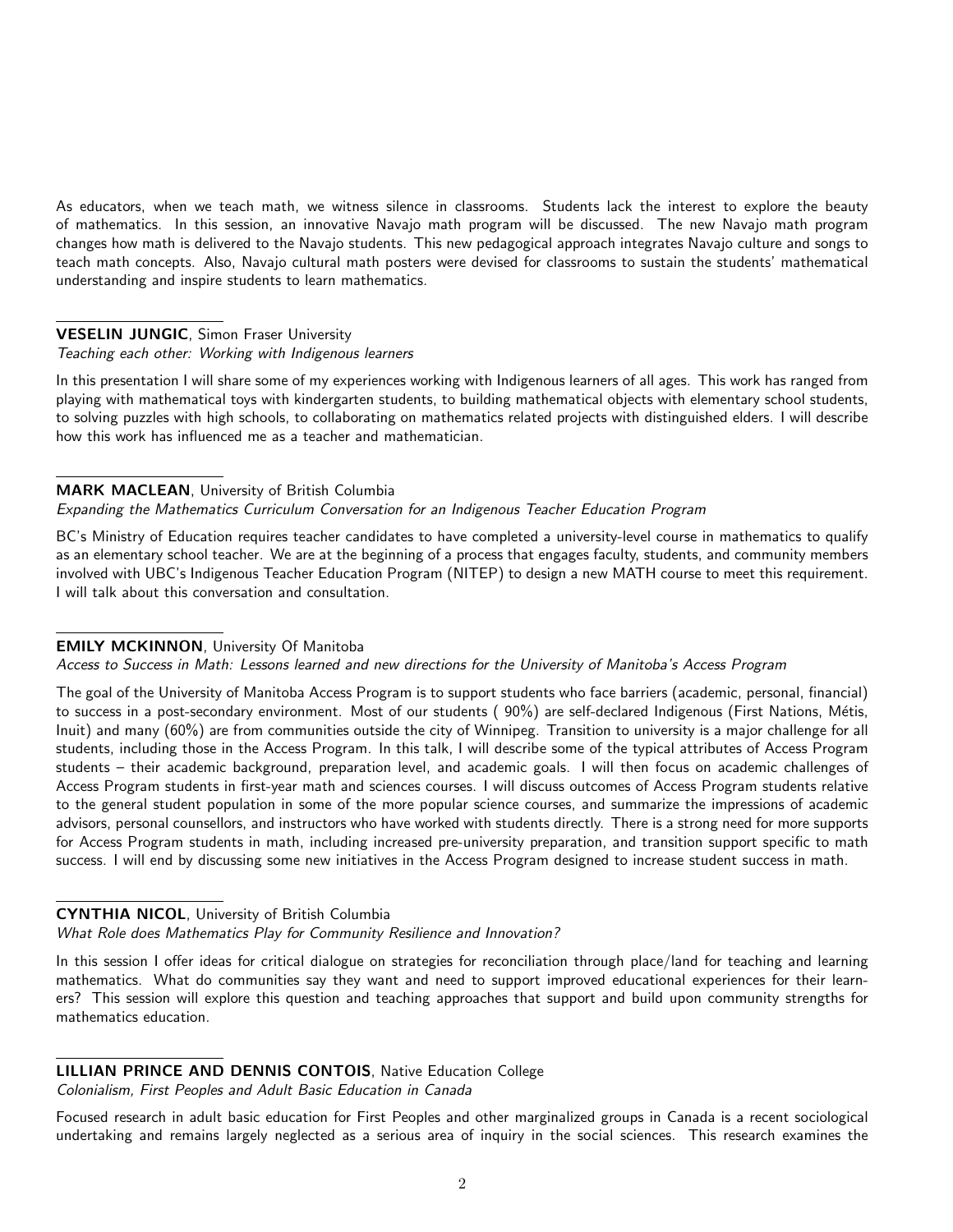As educators, when we teach math, we witness silence in classrooms. Students lack the interest to explore the beauty of mathematics. In this session, an innovative Navajo math program will be discussed. The new Navajo math program changes how math is delivered to the Navajo students. This new pedagogical approach integrates Navajo culture and songs to teach math concepts. Also, Navajo cultural math posters were devised for classrooms to sustain the students' mathematical understanding and inspire students to learn mathematics.

---

**VESELIN JUNGIC**, Simon Fraser University
*Teaching each other: Working with Indigenous learners*

In this presentation I will share some of my experiences working with Indigenous learners of all ages. This work has ranged from playing with mathematical toys with kindergarten students, to building mathematical objects with elementary school students, to solving puzzles with high schools, to collaborating on mathematics related projects with distinguished elders. I will describe how this work has influenced me as a teacher and mathematician.

---

**MARK MACLEAN**, University of British Columbia
*Expanding the Mathematics Curriculum Conversation for an Indigenous Teacher Education Program*

BC's Ministry of Education requires teacher candidates to have completed a university-level course in mathematics to qualify as an elementary school teacher. We are at the beginning of a process that engages faculty, students, and community members involved with UBC's Indigenous Teacher Education Program (NITEP) to design a new MATH course to meet this requirement. I will talk about this conversation and consultation.

---

**EMILY MCKINNON**, University Of Manitoba
*Access to Success in Math: Lessons learned and new directions for the University of Manitoba's Access Program*

The goal of the University of Manitoba Access Program is to support students who face barriers (academic, personal, financial) to success in a post-secondary environment. Most of our students ( 90%) are self-declared Indigenous (First Nations, Métis, Inuit) and many (60%) are from communities outside the city of Winnipeg. Transition to university is a major challenge for all students, including those in the Access Program. In this talk, I will describe some of the typical attributes of Access Program students – their academic background, preparation level, and academic goals. I will then focus on academic challenges of Access Program students in first-year math and sciences courses. I will discuss outcomes of Access Program students relative to the general student population in some of the more popular science courses, and summarize the impressions of academic advisors, personal counsellors, and instructors who have worked with students directly. There is a strong need for more supports for Access Program students in math, including increased pre-university preparation, and transition support specific to math success. I will end by discussing some new initiatives in the Access Program designed to increase student success in math.

---

**CYNTHIA NICOL**, University of British Columbia
*What Role does Mathematics Play for Community Resilience and Innovation?*

In this session I offer ideas for critical dialogue on strategies for reconciliation through place/land for teaching and learning mathematics. What do communities say they want and need to support improved educational experiences for their learners? This session will explore this question and teaching approaches that support and build upon community strengths for mathematics education.

---

**LILLIAN PRINCE AND DENNIS CONTOIS**, Native Education College
*Colonialism, First Peoples and Adult Basic Education in Canada*

Focused research in adult basic education for First Peoples and other marginalized groups in Canada is a recent sociological undertaking and remains largely neglected as a serious area of inquiry in the social sciences. This research examines the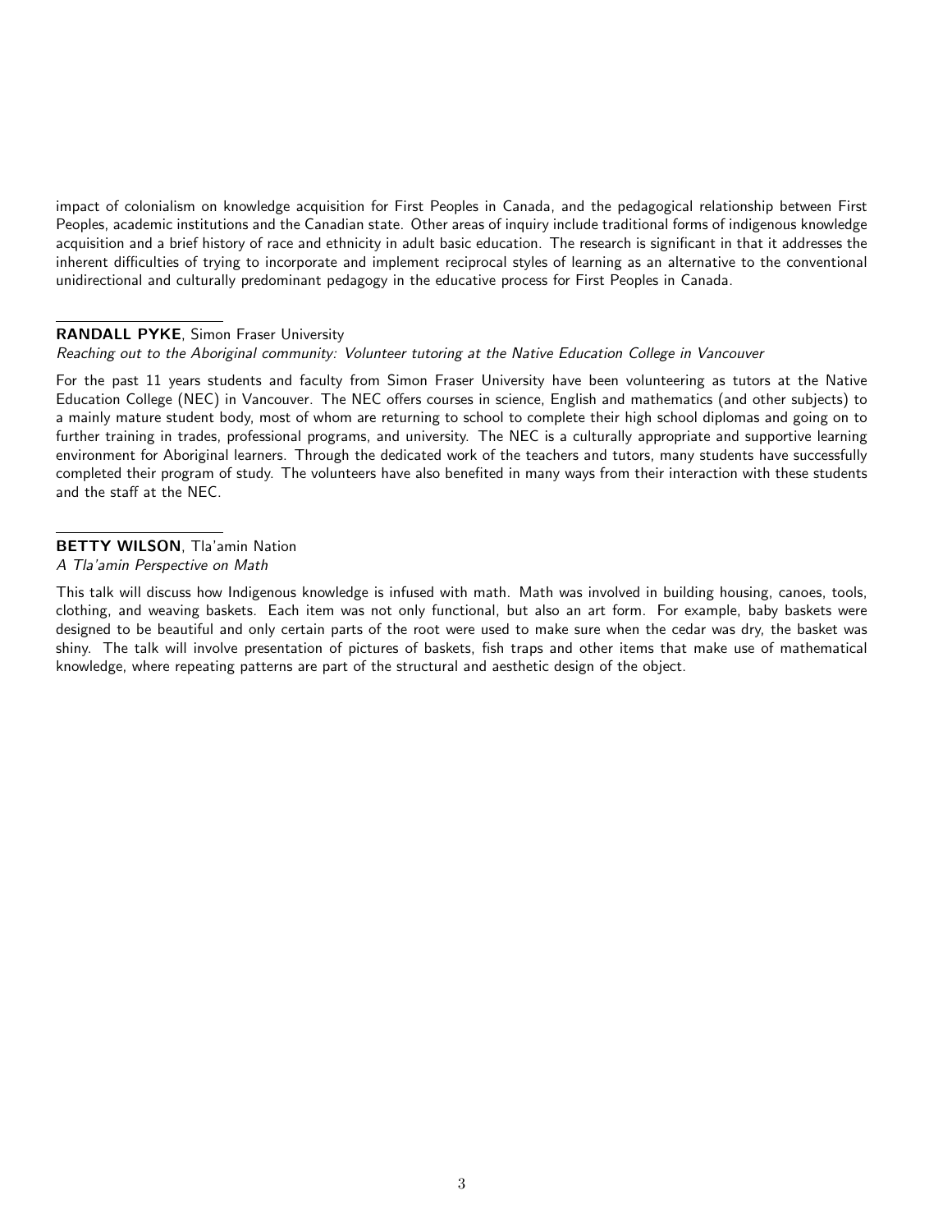impact of colonialism on knowledge acquisition for First Peoples in Canada, and the pedagogical relationship between First Peoples, academic institutions and the Canadian state. Other areas of inquiry include traditional forms of indigenous knowledge acquisition and a brief history of race and ethnicity in adult basic education. The research is significant in that it addresses the inherent difficulties of trying to incorporate and implement reciprocal styles of learning as an alternative to the conventional unidirectional and culturally predominant pedagogy in the educative process for First Peoples in Canada.

---

**RANDALL PYKE**, Simon Fraser University
*Reaching out to the Aboriginal community: Volunteer tutoring at the Native Education College in Vancouver*

For the past 11 years students and faculty from Simon Fraser University have been volunteering as tutors at the Native Education College (NEC) in Vancouver. The NEC offers courses in science, English and mathematics (and other subjects) to a mainly mature student body, most of whom are returning to school to complete their high school diplomas and going on to further training in trades, professional programs, and university. The NEC is a culturally appropriate and supportive learning environment for Aboriginal learners. Through the dedicated work of the teachers and tutors, many students have successfully completed their program of study. The volunteers have also benefited in many ways from their interaction with these students and the staff at the NEC.

---

**BETTY WILSON**, Tla'amin Nation
*A Tla'amin Perspective on Math*

This talk will discuss how Indigenous knowledge is infused with math. Math was involved in building housing, canoes, tools, clothing, and weaving baskets. Each item was not only functional, but also an art form. For example, baby baskets were designed to be beautiful and only certain parts of the root were used to make sure when the cedar was dry, the basket was shiny. The talk will involve presentation of pictures of baskets, fish traps and other items that make use of mathematical knowledge, where repeating patterns are part of the structural and aesthetic design of the object.